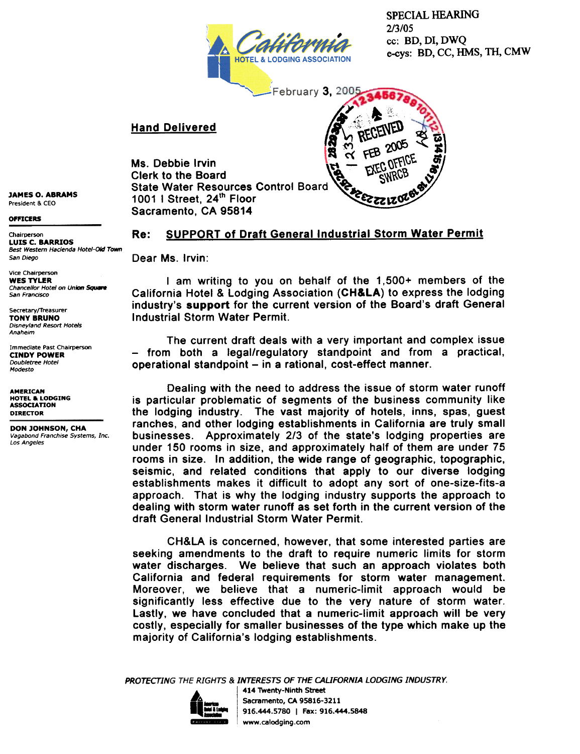SPECIAL HEARING
2/3/05
cc: BD, DI, DWQ
e-cys: BD, CC, HMS, TH, CMW

California HOTEL & LODGING ASSOCIATION

February 3, 2005

RECEIVED
FEB 2005
EXEC OFFICE
SWRCB

**Hand Delivered**

Ms. Debbie Irvin
Clerk to the Board
State Water Resources Control Board
1001 I Street, 24th Floor
Sacramento, CA 95814

**JAMES O. ABRAMS**
President & CEO

**OFFICERS**

Chairperson
**LUIS C. BARRIOS**
*Best Western Hacienda Hotel-Old Town*
*San Diego*

Vice Chairperson
**WES TYLER**
*Chancellor Hotel on Union Square*
*San Francisco*

Secretary/Treasurer
**TONY BRUNO**
*Disneyland Resort Hotels*
*Anaheim*

Immediate Past Chairperson
**CINDY POWER**
*Doubletree Hotel*
*Modesto*

**AMERICAN HOTEL & LODGING ASSOCIATION DIRECTOR**

**DON JOHNSON, CHA**
*Vagabond Franchise Systems, Inc.*
*Los Angeles*

**Re: SUPPORT of Draft General Industrial Storm Water Permit**

Dear Ms. Irvin:

I am writing to you on behalf of the 1,500+ members of the California Hotel & Lodging Association (**CH&LA**) to express the lodging industry's **support** for the current version of the Board's draft General Industrial Storm Water Permit.

The current draft deals with a very important and complex issue – from both a legal/regulatory standpoint and from a practical, operational standpoint – in a rational, cost-effect manner.

Dealing with the need to address the issue of storm water runoff is particular problematic of segments of the business community like the lodging industry. The vast majority of hotels, inns, spas, guest ranches, and other lodging establishments in California are truly small businesses. Approximately 2/3 of the state's lodging properties are under 150 rooms in size, and approximately half of them are under 75 rooms in size. In addition, the wide range of geographic, topographic, seismic, and related conditions that apply to our diverse lodging establishments makes it difficult to adopt any sort of one-size-fits-a approach. That is why the lodging industry supports the approach to dealing with storm water runoff as set forth in the current version of the draft General Industrial Storm Water Permit.

CH&LA is concerned, however, that some interested parties are seeking amendments to the draft to require numeric limits for storm water discharges. We believe that such an approach violates both California and federal requirements for storm water management. Moreover, we believe that a numeric-limit approach would be significantly less effective due to the very nature of storm water. Lastly, we have concluded that a numeric-limit approach will be very costly, especially for smaller businesses of the type which make up the majority of California's lodging establishments.

*PROTECTING THE RIGHTS & INTERESTS OF THE CALIFORNIA LODGING INDUSTRY.*

414 Twenty-Ninth Street
Sacramento, CA 95816-3211
916.444.5780 | Fax: 916.444.5848
www.calodging.com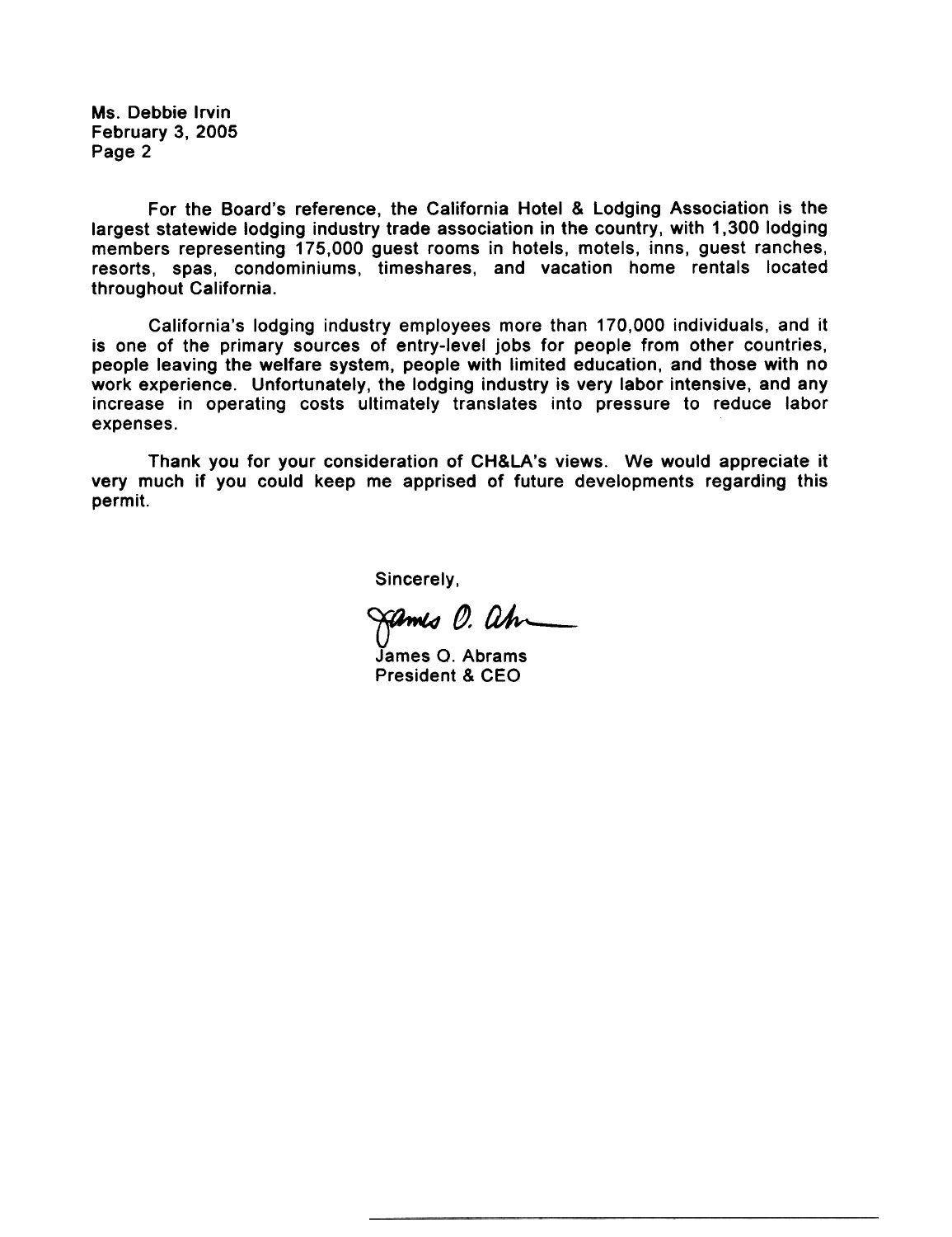Ms. Debbie Irvin
February 3, 2005
Page 2

For the Board's reference, the California Hotel & Lodging Association is the largest statewide lodging industry trade association in the country, with 1,300 lodging members representing 175,000 guest rooms in hotels, motels, inns, guest ranches, resorts, spas, condominiums, timeshares, and vacation home rentals located throughout California.

California's lodging industry employees more than 170,000 individuals, and it is one of the primary sources of entry-level jobs for people from other countries, people leaving the welfare system, people with limited education, and those with no work experience. Unfortunately, the lodging industry is very labor intensive, and any increase in operating costs ultimately translates into pressure to reduce labor expenses.

Thank you for your consideration of CH&LA's views. We would appreciate it very much if you could keep me apprised of future developments regarding this permit.

Sincerely,

James O. Abrams
President & CEO